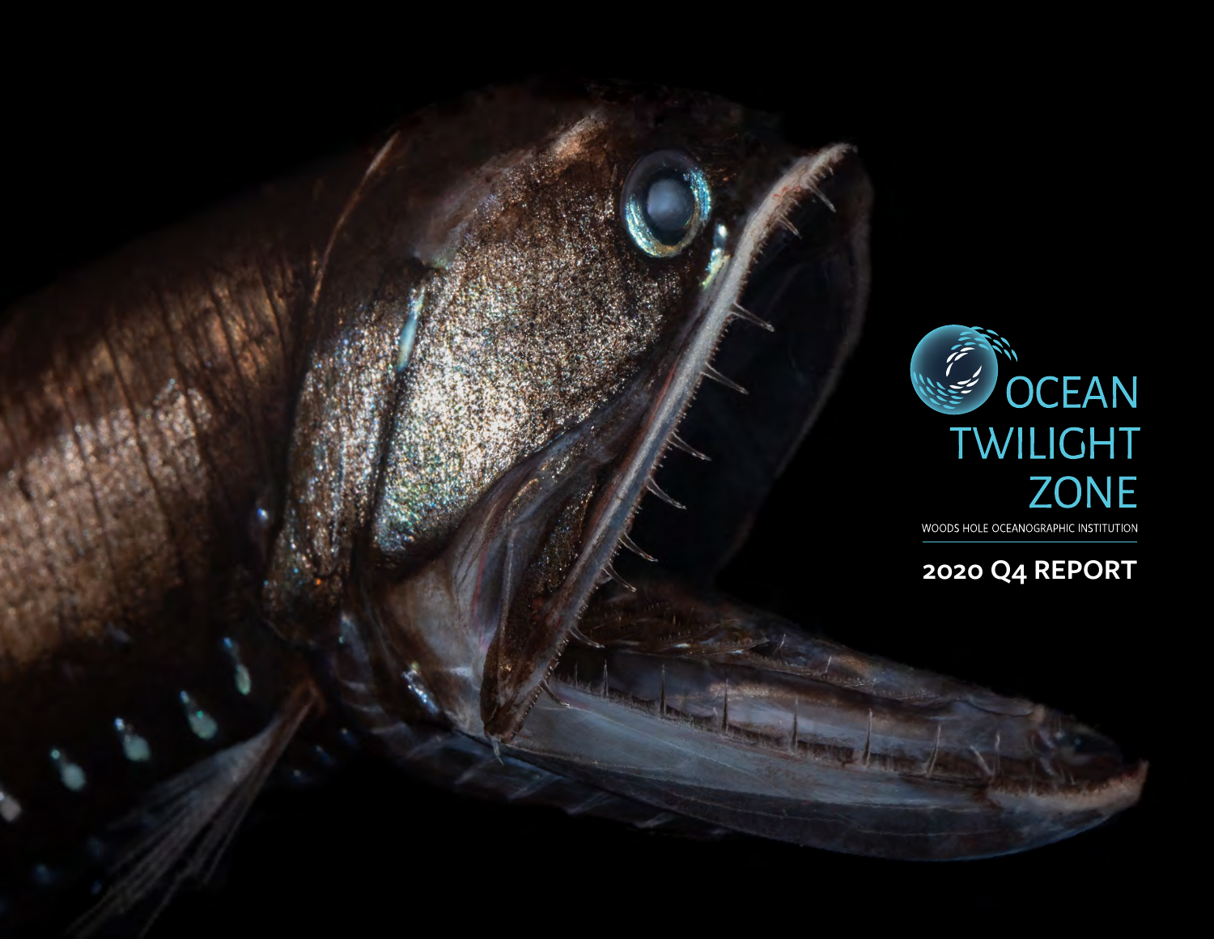# OCEAN TWILIGHT ZONE

WOODS HOLE OCEANOGRAPHIC INSTITUTION

## 2020 Q4 REPORT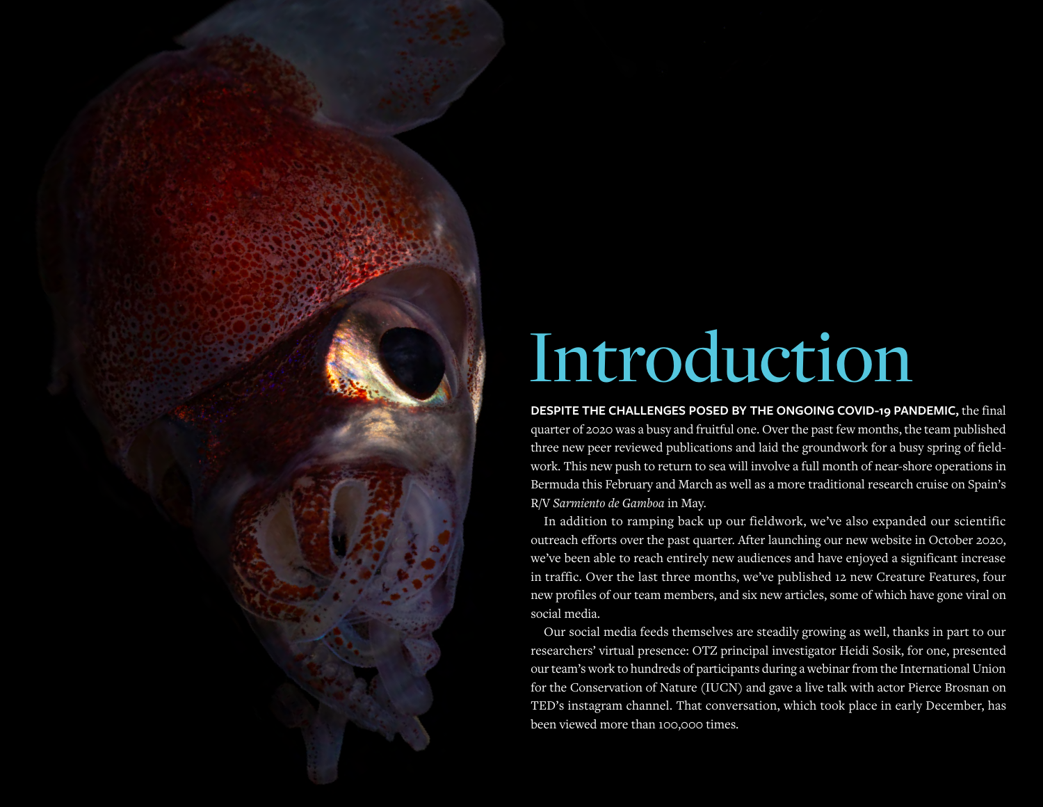# Introduction

**DESPITE THE CHALLENGES POSED BY THE ONGOING COVID-19 PANDEMIC,** the final quarter of 2020 was a busy and fruitful one. Over the past few months, the team published three new peer reviewed publications and laid the groundwork for a busy spring of fieldwork. This new push to return to sea will involve a full month of near-shore operations in Bermuda this February and March as well as a more traditional research cruise on Spain's R/V *Sarmiento de Gamboa* in May.

In addition to ramping back up our fieldwork, we've also expanded our scientific outreach efforts over the past quarter. After launching our new website in October 2020, we've been able to reach entirely new audiences and have enjoyed a significant increase in traffic. Over the last three months, we've published 12 new Creature Features, four new profiles of our team members, and six new articles, some of which have gone viral on social media.

Our social media feeds themselves are steadily growing as well, thanks in part to our researchers' virtual presence: OTZ principal investigator Heidi Sosik, for one, presented our team's work to hundreds of participants during a webinar from the International Union for the Conservation of Nature (IUCN) and gave a live talk with actor Pierce Brosnan on TED's instagram channel. That conversation, which took place in early December, has been viewed more than 100,000 times.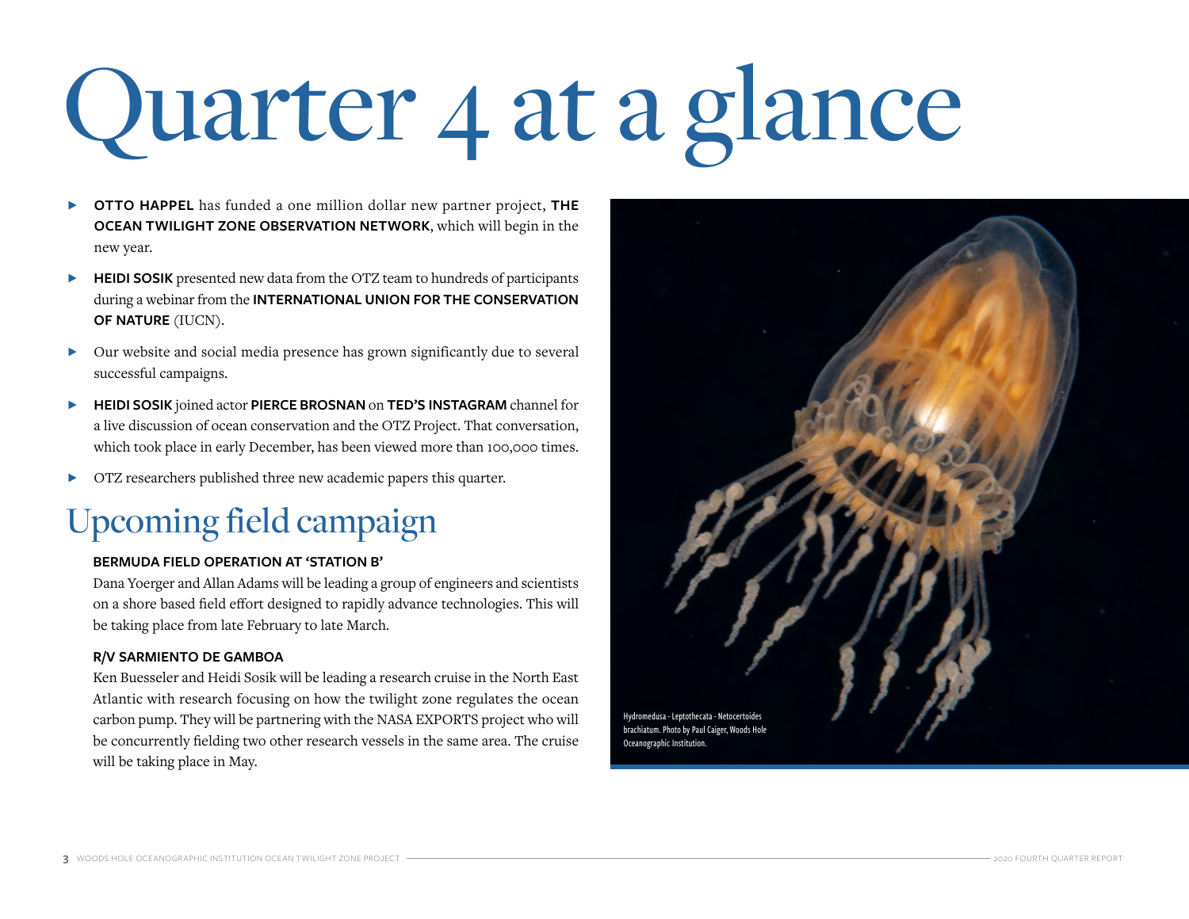# Quarter 4 at a glance

- **OTTO HAPPEL** has funded a one million dollar new partner project, **THE OCEAN TWILIGHT ZONE OBSERVATION NETWORK**, which will begin in the new year.
- **HEIDI SOSIK** presented new data from the OTZ team to hundreds of participants during a webinar from the **INTERNATIONAL UNION FOR THE CONSERVATION OF NATURE** (IUCN).
- Our website and social media presence has grown significantly due to several successful campaigns.
- **HEIDI SOSIK** joined actor **PIERCE BROSNAN** on **TED'S INSTAGRAM** channel for a live discussion of ocean conservation and the OTZ Project. That conversation, which took place in early December, has been viewed more than 100,000 times.
- OTZ researchers published three new academic papers this quarter.

## Upcoming field campaign

**BERMUDA FIELD OPERATION AT 'STATION B'**

Dana Yoerger and Allan Adams will be leading a group of engineers and scientists on a shore based field effort designed to rapidly advance technologies. This will be taking place from late February to late March.

**R/V SARMIENTO DE GAMBOA**

Ken Buesseler and Heidi Sosik will be leading a research cruise in the North East Atlantic with research focusing on how the twilight zone regulates the ocean carbon pump. They will be partnering with the NASA EXPORTS project who will be concurrently fielding two other research vessels in the same area. The cruise will be taking place in May.

Hydromedusa - Leptothecata - Netocertoides brachiatum. Photo by Paul Caiger, Woods Hole Oceanographic Institution.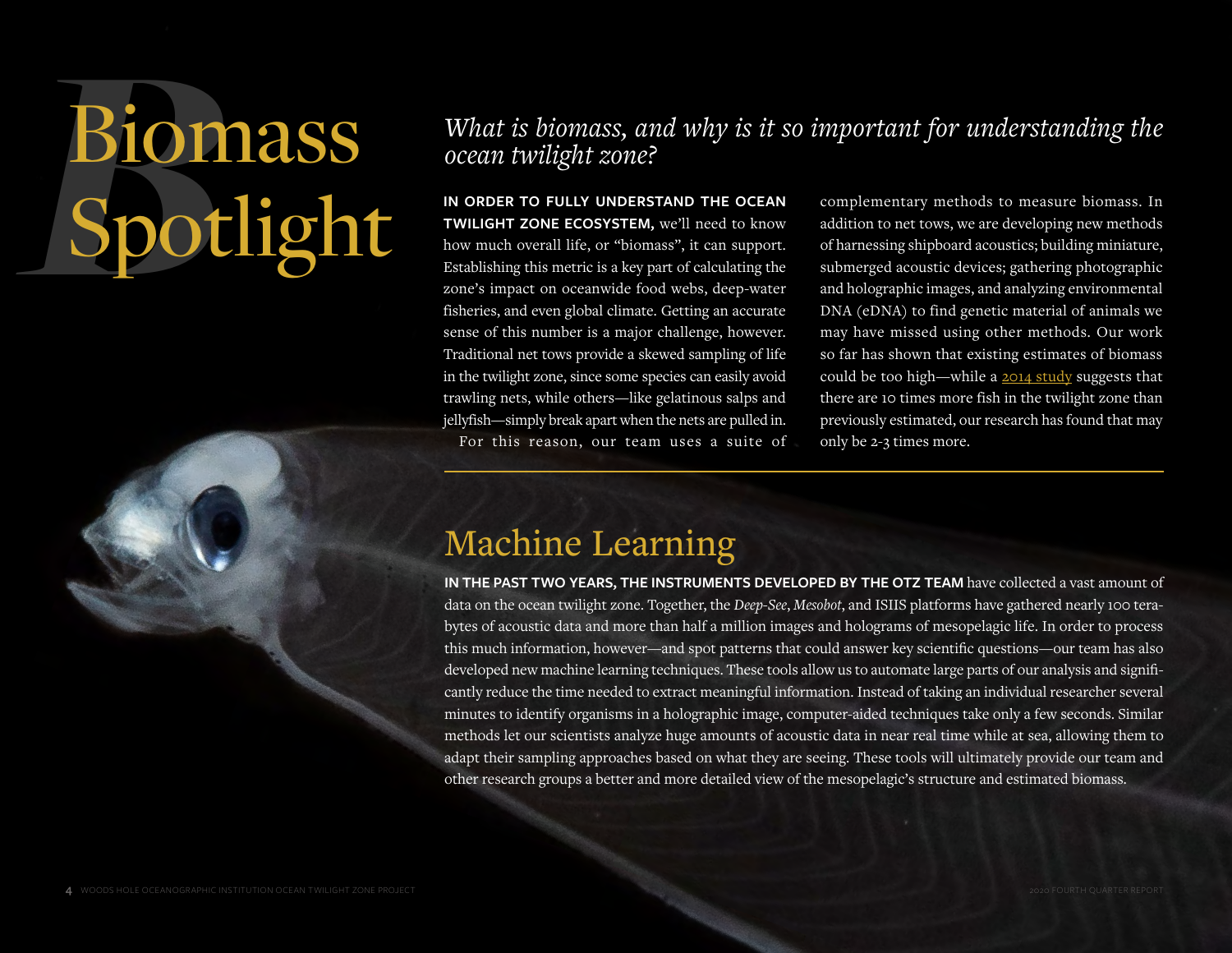# Biomass Spotlight

*What is biomass, and why is it so important for understanding the ocean twilight zone?*

**IN ORDER TO FULLY UNDERSTAND THE OCEAN TWILIGHT ZONE ECOSYSTEM,** we'll need to know how much overall life, or "biomass", it can support. Establishing this metric is a key part of calculating the zone's impact on oceanwide food webs, deep-water fisheries, and even global climate. Getting an accurate sense of this number is a major challenge, however. Traditional net tows provide a skewed sampling of life in the twilight zone, since some species can easily avoid trawling nets, while others—like gelatinous salps and jellyfish—simply break apart when the nets are pulled in.

For this reason, our team uses a suite of complementary methods to measure biomass. In addition to net tows, we are developing new methods of harnessing shipboard acoustics; building miniature, submerged acoustic devices; gathering photographic and holographic images, and analyzing environmental DNA (eDNA) to find genetic material of animals we may have missed using other methods. Our work so far has shown that existing estimates of biomass could be too high—while a 2014 study suggests that there are 10 times more fish in the twilight zone than previously estimated, our research has found that may only be 2-3 times more.

## Machine Learning

**IN THE PAST TWO YEARS, THE INSTRUMENTS DEVELOPED BY THE OTZ TEAM** have collected a vast amount of data on the ocean twilight zone. Together, the *Deep-See*, *Mesobot*, and ISIIS platforms have gathered nearly 100 terabytes of acoustic data and more than half a million images and holograms of mesopelagic life. In order to process this much information, however—and spot patterns that could answer key scientific questions—our team has also developed new machine learning techniques. These tools allow us to automate large parts of our analysis and significantly reduce the time needed to extract meaningful information. Instead of taking an individual researcher several minutes to identify organisms in a holographic image, computer-aided techniques take only a few seconds. Similar methods let our scientists analyze huge amounts of acoustic data in near real time while at sea, allowing them to adapt their sampling approaches based on what they are seeing. These tools will ultimately provide our team and other research groups a better and more detailed view of the mesopelagic's structure and estimated biomass.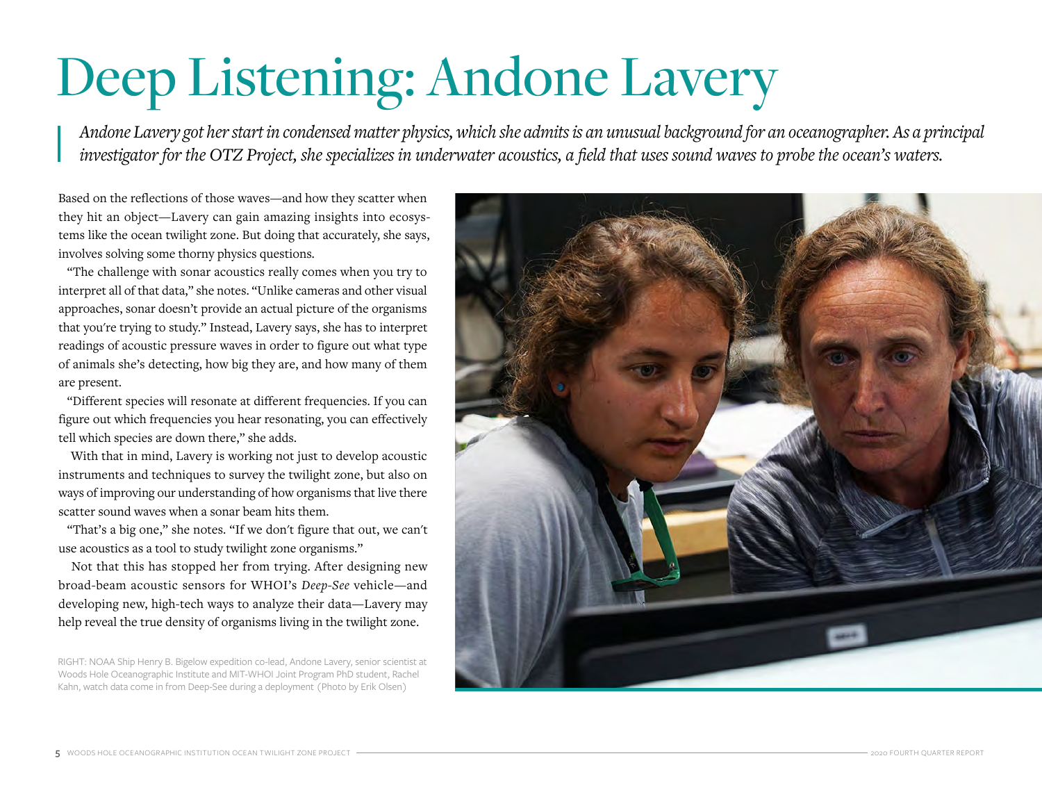# Deep Listening: Andone Lavery

*Andone Lavery got her start in condensed matter physics, which she admits is an unusual background for an oceanographer. As a principal investigator for the OTZ Project, she specializes in underwater acoustics, a field that uses sound waves to probe the ocean's waters.*

Based on the reflections of those waves—and how they scatter when they hit an object—Lavery can gain amazing insights into ecosystems like the ocean twilight zone. But doing that accurately, she says, involves solving some thorny physics questions.

"The challenge with sonar acoustics really comes when you try to interpret all of that data," she notes. "Unlike cameras and other visual approaches, sonar doesn't provide an actual picture of the organisms that you're trying to study." Instead, Lavery says, she has to interpret readings of acoustic pressure waves in order to figure out what type of animals she's detecting, how big they are, and how many of them are present.

"Different species will resonate at different frequencies. If you can figure out which frequencies you hear resonating, you can effectively tell which species are down there," she adds.

With that in mind, Lavery is working not just to develop acoustic instruments and techniques to survey the twilight zone, but also on ways of improving our understanding of how organisms that live there scatter sound waves when a sonar beam hits them.

"That's a big one," she notes. "If we don't figure that out, we can't use acoustics as a tool to study twilight zone organisms."

Not that this has stopped her from trying. After designing new broad-beam acoustic sensors for WHOI's *Deep-See* vehicle—and developing new, high-tech ways to analyze their data—Lavery may help reveal the true density of organisms living in the twilight zone.

RIGHT: NOAA Ship Henry B. Bigelow expedition co-lead, Andone Lavery, senior scientist at Woods Hole Oceanographic Institute and MIT-WHOI Joint Program PhD student, Rachel Kahn, watch data come in from Deep-See during a deployment (Photo by Erik Olsen)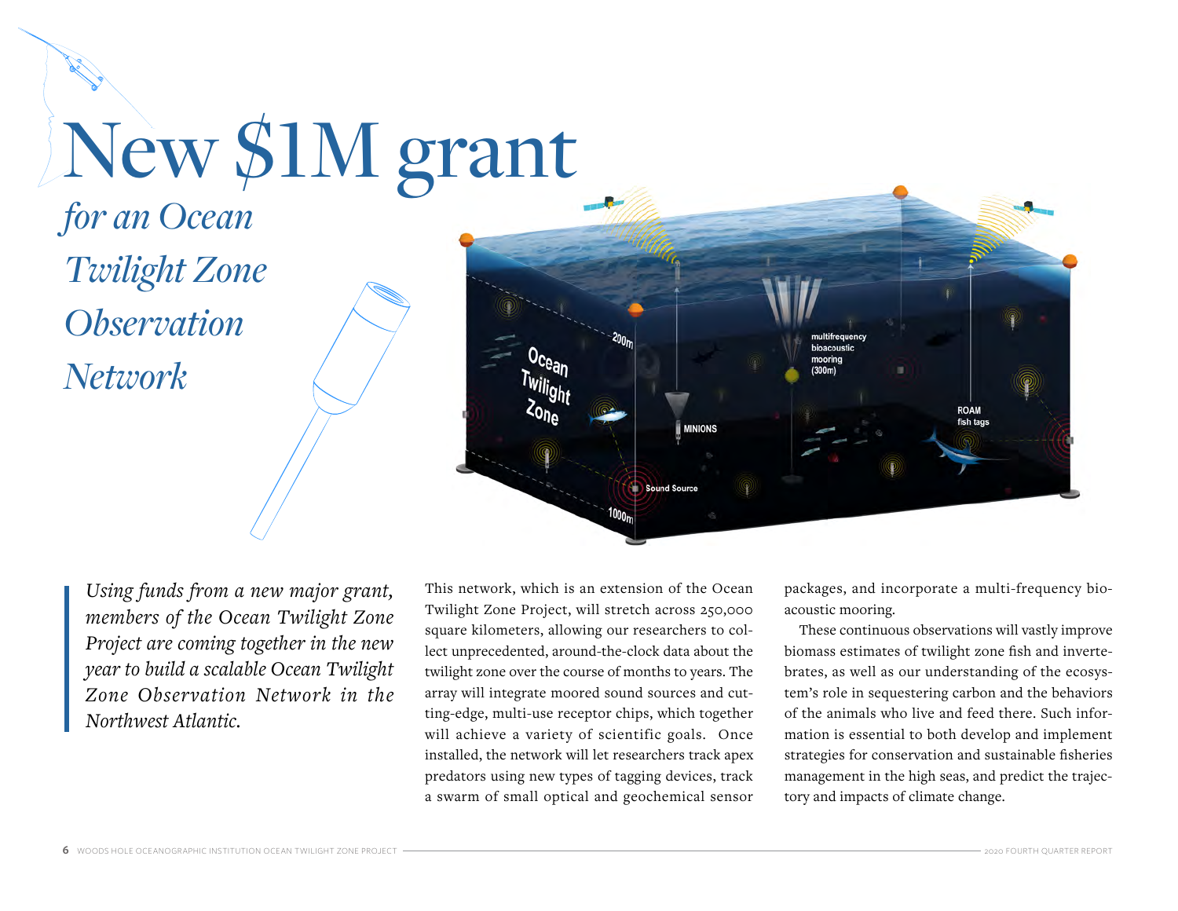# New $1M grant

## *for an Ocean Twilight Zone Observation Network*

*Using funds from a new major grant, members of the Ocean Twilight Zone Project are coming together in the new year to build a scalable Ocean Twilight Zone Observation Network in the Northwest Atlantic.*

This network, which is an extension of the Ocean Twilight Zone Project, will stretch across 250,000 square kilometers, allowing our researchers to collect unprecedented, around-the-clock data about the twilight zone over the course of months to years. The array will integrate moored sound sources and cutting-edge, multi-use receptor chips, which together will achieve a variety of scientific goals. Once installed, the network will let researchers track apex predators using new types of tagging devices, track a swarm of small optical and geochemical sensor packages, and incorporate a multi-frequency bioacoustic mooring.

These continuous observations will vastly improve biomass estimates of twilight zone fish and invertebrates, as well as our understanding of the ecosystem's role in sequestering carbon and the behaviors of the animals who live and feed there. Such information is essential to both develop and implement strategies for conservation and sustainable fisheries management in the high seas, and predict the trajectory and impacts of climate change.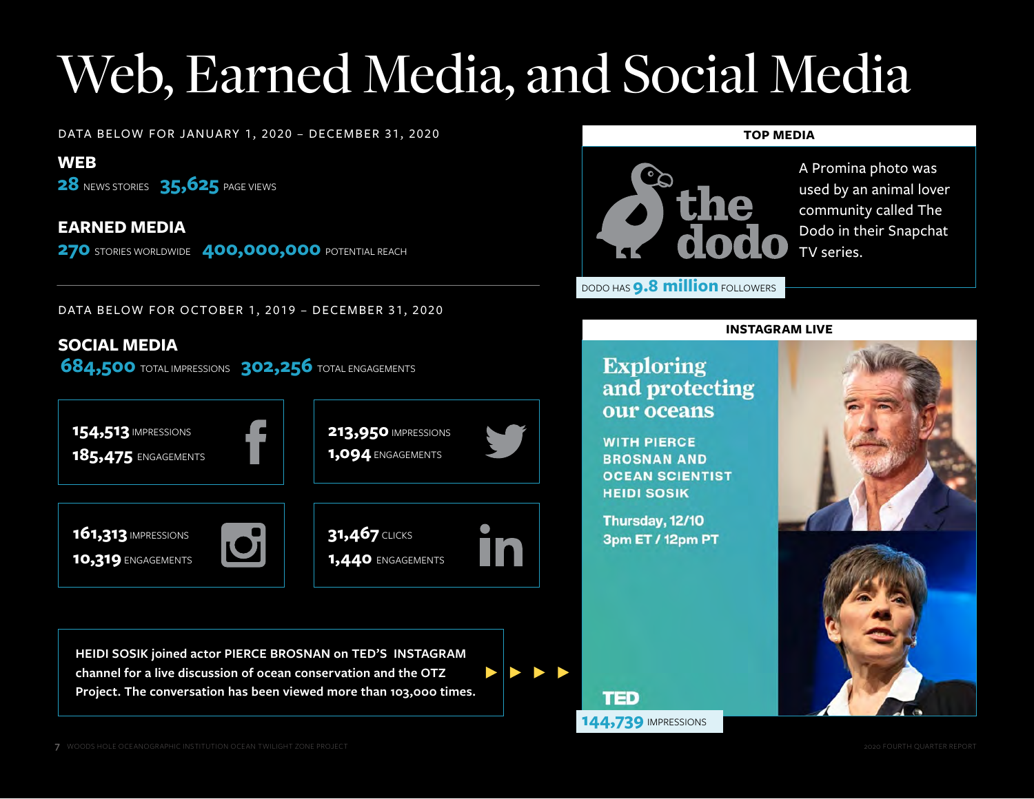# Web, Earned Media, and Social Media

DATA BELOW FOR JANUARY 1, 2020 – DECEMBER 31, 2020

## WEB

**28** NEWS STORIES **35,625** PAGE VIEWS

## EARNED MEDIA

**270** STORIES WORLDWIDE **400,000,000** POTENTIAL REACH

DATA BELOW FOR OCTOBER 1, 2019 – DECEMBER 31, 2020

## SOCIAL MEDIA

**684,500** TOTAL IMPRESSIONS **302,256** TOTAL ENGAGEMENTS

**Facebook**
**154,513** IMPRESSIONS
**185,475** ENGAGEMENTS

**Twitter**
**213,950** IMPRESSIONS
**1,094** ENGAGEMENTS

**Instagram**
**161,313** IMPRESSIONS
**10,319** ENGAGEMENTS

**LinkedIn**
**31,467** CLICKS
**1,440** ENGAGEMENTS

**HEIDI SOSIK joined actor PIERCE BROSNAN on TED'S INSTAGRAM channel for a live discussion of ocean conservation and the OTZ Project. The conversation has been viewed more than 103,000 times.**

## TOP MEDIA

the dodo

A Promina photo was used by an animal lover community called The Dodo in their Snapchat TV series.

DODO HAS **9.8 million** FOLLOWERS

## INSTAGRAM LIVE

Exploring and protecting our oceans

WITH PIERCE BROSNAN AND OCEAN SCIENTIST HEIDI SOSIK

Thursday, 12/10
3pm ET / 12pm PT

TED

**144,739** IMPRESSIONS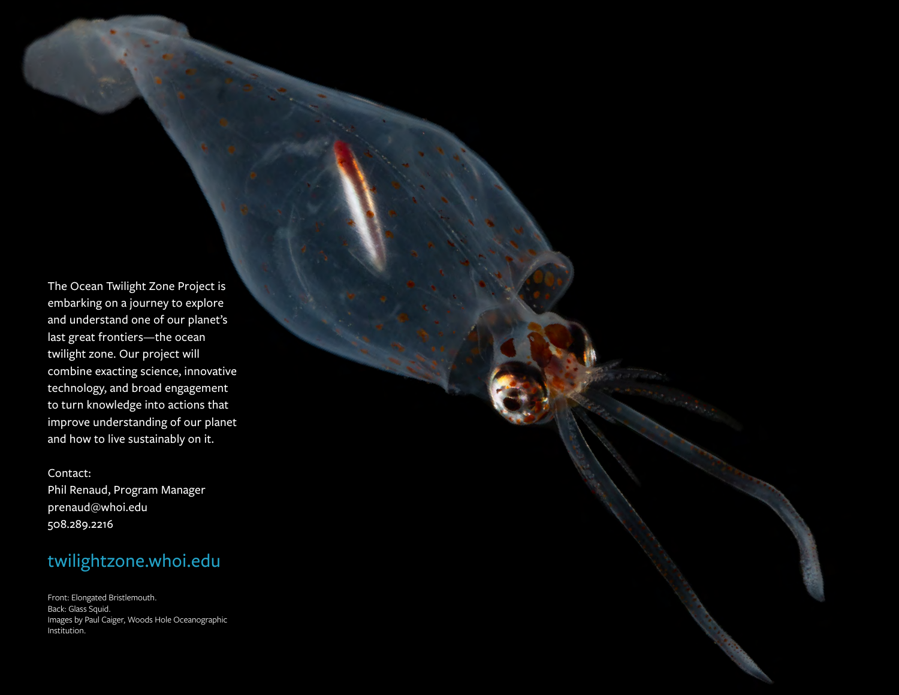The Ocean Twilight Zone Project is embarking on a journey to explore and understand one of our planet's last great frontiers—the ocean twilight zone. Our project will combine exacting science, innovative technology, and broad engagement to turn knowledge into actions that improve understanding of our planet and how to live sustainably on it.

Contact:
Phil Renaud, Program Manager
prenaud@whoi.edu
508.289.2216

twilightzone.whoi.edu

Front: Elongated Bristlemouth.
Back: Glass Squid.
Images by Paul Caiger, Woods Hole Oceanographic Institution.